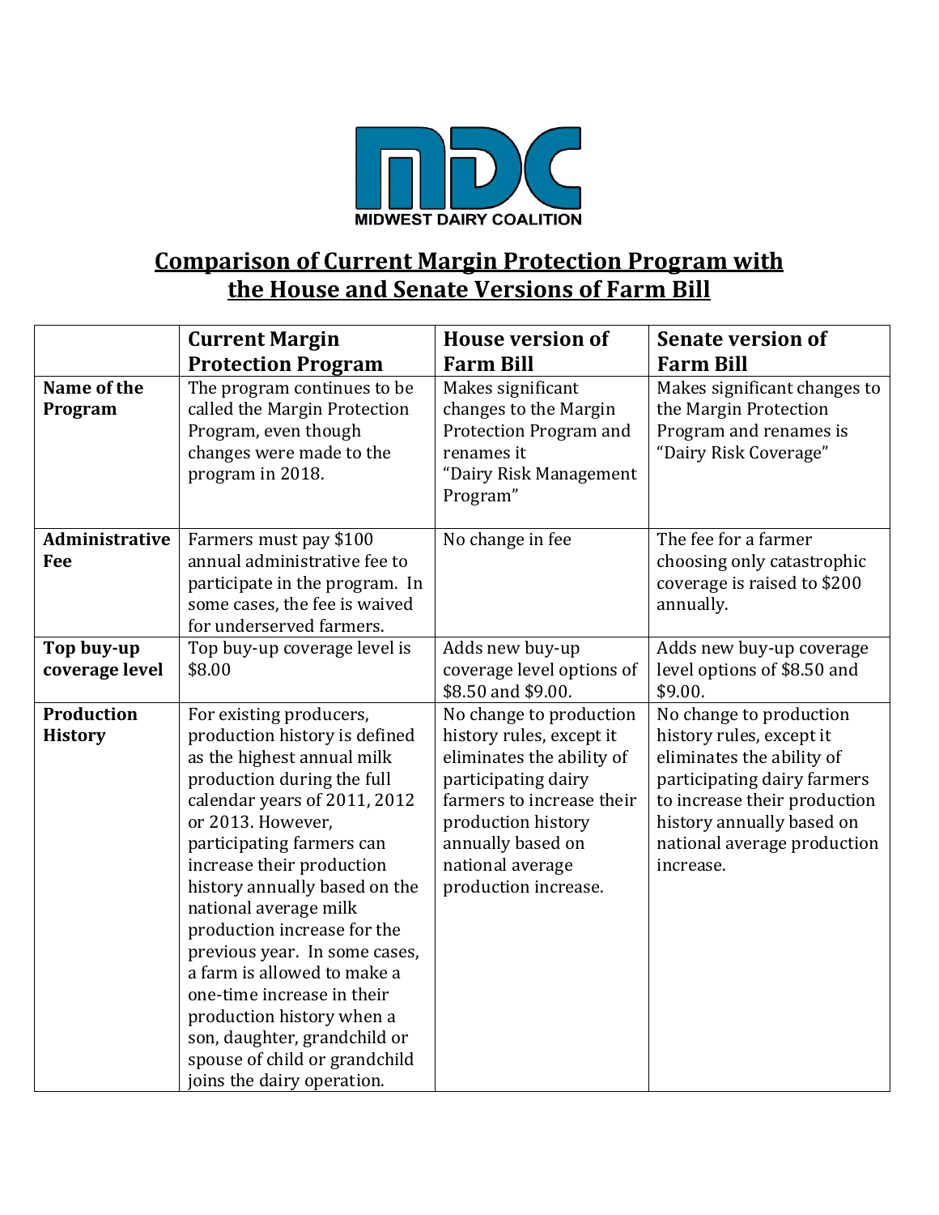MIDWEST DAIRY COALITION

## Comparison of Current Margin Protection Program with the House and Senate Versions of Farm Bill

| | Current Margin Protection Program | House version of Farm Bill | Senate version of Farm Bill |
|---|---|---|---|
| **Name of the Program** | The program continues to be called the Margin Protection Program, even though changes were made to the program in 2018. | Makes significant changes to the Margin Protection Program and renames it "Dairy Risk Management Program" | Makes significant changes to the Margin Protection Program and renames is "Dairy Risk Coverage" |
| **Administrative Fee** | Farmers must pay $100 annual administrative fee to participate in the program. In some cases, the fee is waived for underserved farmers. | No change in fee | The fee for a farmer choosing only catastrophic coverage is raised to $200 annually. |
| **Top buy-up coverage level** | Top buy-up coverage level is $8.00 | Adds new buy-up coverage level options of $8.50 and $9.00. | Adds new buy-up coverage level options of $8.50 and $9.00. |
| **Production History** | For existing producers, production history is defined as the highest annual milk production during the full calendar years of 2011, 2012 or 2013. However, participating farmers can increase their production history annually based on the national average milk production increase for the previous year. In some cases, a farm is allowed to make a one-time increase in their production history when a son, daughter, grandchild or spouse of child or grandchild joins the dairy operation. | No change to production history rules, except it eliminates the ability of participating dairy farmers to increase their production history annually based on national average production increase. | No change to production history rules, except it eliminates the ability of participating dairy farmers to increase their production history annually based on national average production increase. |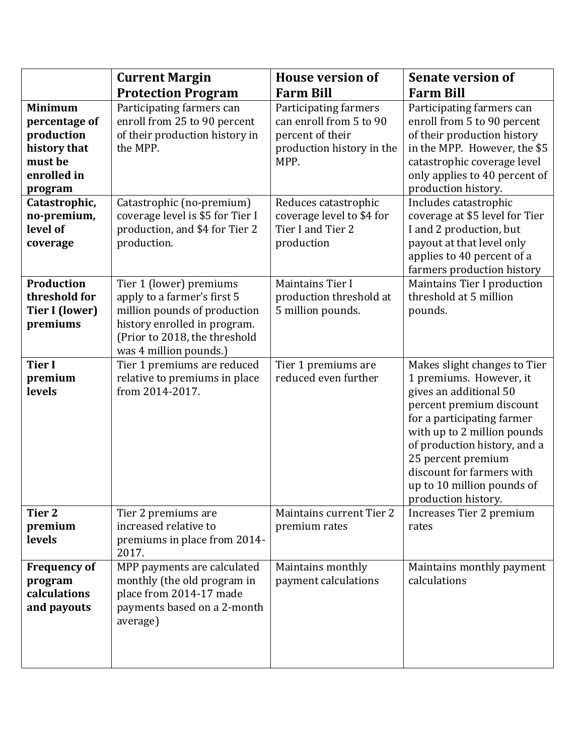| | Current Margin Protection Program | House version of Farm Bill | Senate version of Farm Bill |
|---|---|---|---|
| **Minimum percentage of production history that must be enrolled in program** | Participating farmers can enroll from 25 to 90 percent of their production history in the MPP. | Participating farmers can enroll from 5 to 90 percent of their production history in the MPP. | Participating farmers can enroll from 5 to 90 percent of their production history in the MPP. However, the $5 catastrophic coverage level only applies to 40 percent of production history. |
| **Catastrophic, no-premium, level of coverage** | Catastrophic (no-premium) coverage level is $5 for Tier I production, and $4 for Tier 2 production. | Reduces catastrophic coverage level to $4 for Tier I and Tier 2 production | Includes catastrophic coverage at $5 level for Tier I and 2 production, but payout at that level only applies to 40 percent of a farmers production history |
| **Production threshold for Tier I (lower) premiums** | Tier 1 (lower) premiums apply to a farmer's first 5 million pounds of production history enrolled in program. (Prior to 2018, the threshold was 4 million pounds.) | Maintains Tier I production threshold at 5 million pounds. | Maintains Tier I production threshold at 5 million pounds. |
| **Tier I premium levels** | Tier 1 premiums are reduced relative to premiums in place from 2014-2017. | Tier 1 premiums are reduced even further | Makes slight changes to Tier 1 premiums. However, it gives an additional 50 percent premium discount for a participating farmer with up to 2 million pounds of production history, and a 25 percent premium discount for farmers with up to 10 million pounds of production history. |
| **Tier 2 premium levels** | Tier 2 premiums are increased relative to premiums in place from 2014-2017. | Maintains current Tier 2 premium rates | Increases Tier 2 premium rates |
| **Frequency of program calculations and payouts** | MPP payments are calculated monthly (the old program in place from 2014-17 made payments based on a 2-month average) | Maintains monthly payment calculations | Maintains monthly payment calculations |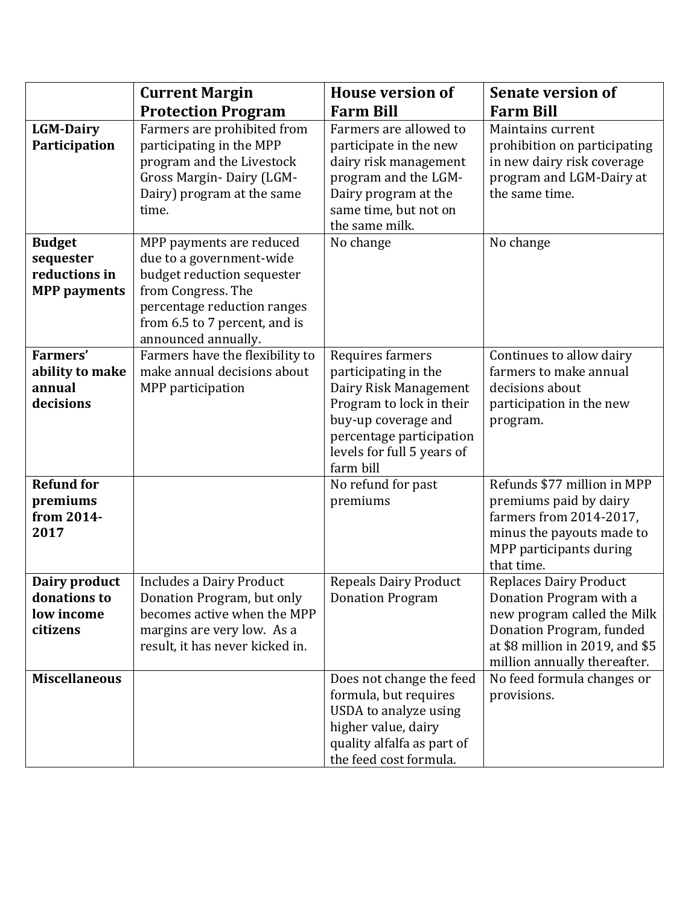| | Current Margin Protection Program | House version of Farm Bill | Senate version of Farm Bill |
|---|---|---|---|
| **LGM-Dairy Participation** | Farmers are prohibited from participating in the MPP program and the Livestock Gross Margin- Dairy (LGM-Dairy) program at the same time. | Farmers are allowed to participate in the new dairy risk management program and the LGM-Dairy program at the same time, but not on the same milk. | Maintains current prohibition on participating in new dairy risk coverage program and LGM-Dairy at the same time. |
| **Budget sequester reductions in MPP payments** | MPP payments are reduced due to a government-wide budget reduction sequester from Congress. The percentage reduction ranges from 6.5 to 7 percent, and is announced annually. | No change | No change |
| **Farmers' ability to make annual decisions** | Farmers have the flexibility to make annual decisions about MPP participation | Requires farmers participating in the Dairy Risk Management Program to lock in their buy-up coverage and percentage participation levels for full 5 years of farm bill | Continues to allow dairy farmers to make annual decisions about participation in the new program. |
| **Refund for premiums from 2014-2017** | | No refund for past premiums | Refunds $77 million in MPP premiums paid by dairy farmers from 2014-2017, minus the payouts made to MPP participants during that time. |
| **Dairy product donations to low income citizens** | Includes a Dairy Product Donation Program, but only becomes active when the MPP margins are very low. As a result, it has never kicked in. | Repeals Dairy Product Donation Program | Replaces Dairy Product Donation Program with a new program called the Milk Donation Program, funded at $8 million in 2019, and $5 million annually thereafter. |
| **Miscellaneous** | | Does not change the feed formula, but requires USDA to analyze using higher value, dairy quality alfalfa as part of the feed cost formula. | No feed formula changes or provisions. |